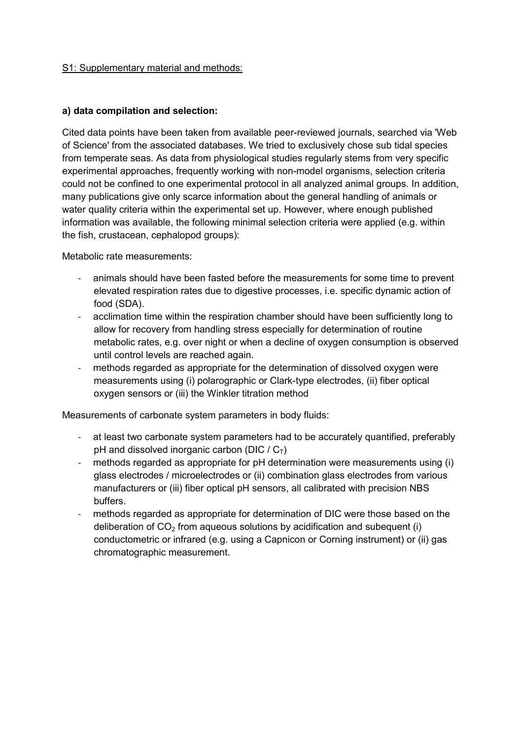S1: Supplementary material and methods:

### a) data compilation and selection:

Cited data points have been taken from available peer-reviewed journals, searched via 'Web of Science' from the associated databases. We tried to exclusively chose sub tidal species from temperate seas. As data from physiological studies regularly stems from very specific experimental approaches, frequently working with non-model organisms, selection criteria could not be confined to one experimental protocol in all analyzed animal groups. In addition, many publications give only scarce information about the general handling of animals or water quality criteria within the experimental set up. However, where enough published information was available, the following minimal selection criteria were applied (e.g. within the fish, crustacean, cephalopod groups):

Metabolic rate measurements:

- animals should have been fasted before the measurements for some time to prevent elevated respiration rates due to digestive processes, i.e. specific dynamic action of food (SDA).
- acclimation time within the respiration chamber should have been sufficiently long to allow for recovery from handling stress especially for determination of routine metabolic rates, e.g. over night or when a decline of oxygen consumption is observed until control levels are reached again.
- methods regarded as appropriate for the determination of dissolved oxygen were measurements using (i) polarographic or Clark-type electrodes, (ii) fiber optical oxygen sensors or (iii) the Winkler titration method

Measurements of carbonate system parameters in body fluids:

- at least two carbonate system parameters had to be accurately quantified, preferably pH and dissolved inorganic carbon (DIC / $C_T$)
- methods regarded as appropriate for pH determination were measurements using (i) glass electrodes / microelectrodes or (ii) combination glass electrodes from various manufacturers or (iii) fiber optical pH sensors, all calibrated with precision NBS buffers.
- methods regarded as appropriate for determination of DIC were those based on the deliberation of $CO_2$ from aqueous solutions by acidification and subequent (i) conductometric or infrared (e.g. using a Capnicon or Corning instrument) or (ii) gas chromatographic measurement.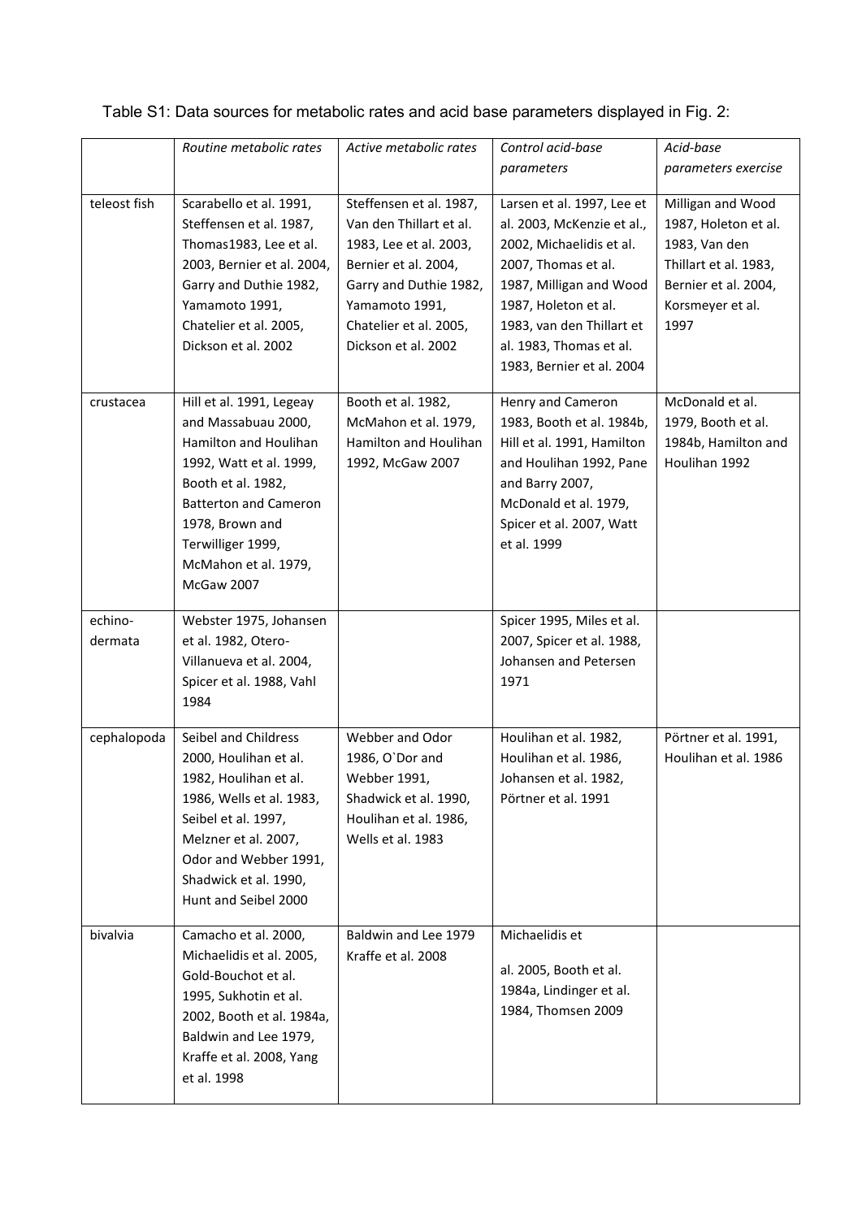Table S1: Data sources for metabolic rates and acid base parameters displayed in Fig. 2:

| | *Routine metabolic rates* | *Active metabolic rates* | *Control acid-base parameters* | *Acid-base parameters exercise* |
|---|---|---|---|---|
| teleost fish | Scarabello et al. 1991, Steffensen et al. 1987, Thomas1983, Lee et al. 2003, Bernier et al. 2004, Garry and Duthie 1982, Yamamoto 1991, Chatelier et al. 2005, Dickson et al. 2002 | Steffensen et al. 1987, Van den Thillart et al. 1983, Lee et al. 2003, Bernier et al. 2004, Garry and Duthie 1982, Yamamoto 1991, Chatelier et al. 2005, Dickson et al. 2002 | Larsen et al. 1997, Lee et al. 2003, McKenzie et al., 2002, Michaelidis et al. 2007, Thomas et al. 1987, Milligan and Wood 1987, Holeton et al. 1983, van den Thillart et al. 1983, Thomas et al. 1983, Bernier et al. 2004 | Milligan and Wood 1987, Holeton et al. 1983, Van den Thillart et al. 1983, Bernier et al. 2004, Korsmeyer et al. 1997 |
| crustacea | Hill et al. 1991, Legeay and Massabuau 2000, Hamilton and Houlihan 1992, Watt et al. 1999, Booth et al. 1982, Batterton and Cameron 1978, Brown and Terwilliger 1999, McMahon et al. 1979, McGaw 2007 | Booth et al. 1982, McMahon et al. 1979, Hamilton and Houlihan 1992, McGaw 2007 | Henry and Cameron 1983, Booth et al. 1984b, Hill et al. 1991, Hamilton and Houlihan 1992, Pane and Barry 2007, McDonald et al. 1979, Spicer et al. 2007, Watt et al. 1999 | McDonald et al. 1979, Booth et al. 1984b, Hamilton and Houlihan 1992 |
| echino-dermata | Webster 1975, Johansen et al. 1982, Otero-Villanueva et al. 2004, Spicer et al. 1988, Vahl 1984 | | Spicer 1995, Miles et al. 2007, Spicer et al. 1988, Johansen and Petersen 1971 | |
| cephalopoda | Seibel and Childress 2000, Houlihan et al. 1982, Houlihan et al. 1986, Wells et al. 1983, Seibel et al. 1997, Melzner et al. 2007, Odor and Webber 1991, Shadwick et al. 1990, Hunt and Seibel 2000 | Webber and Odor 1986, O`Dor and Webber 1991, Shadwick et al. 1990, Houlihan et al. 1986, Wells et al. 1983 | Houlihan et al. 1982, Houlihan et al. 1986, Johansen et al. 1982, Pörtner et al. 1991 | Pörtner et al. 1991, Houlihan et al. 1986 |
| bivalvia | Camacho et al. 2000, Michaelidis et al. 2005, Gold-Bouchot et al. 1995, Sukhotin et al. 2002, Booth et al. 1984a, Baldwin and Lee 1979, Kraffe et al. 2008, Yang et al. 1998 | Baldwin and Lee 1979 Kraffe et al. 2008 | Michaelidis et al. 2005, Booth et al. 1984a, Lindinger et al. 1984, Thomsen 2009 | |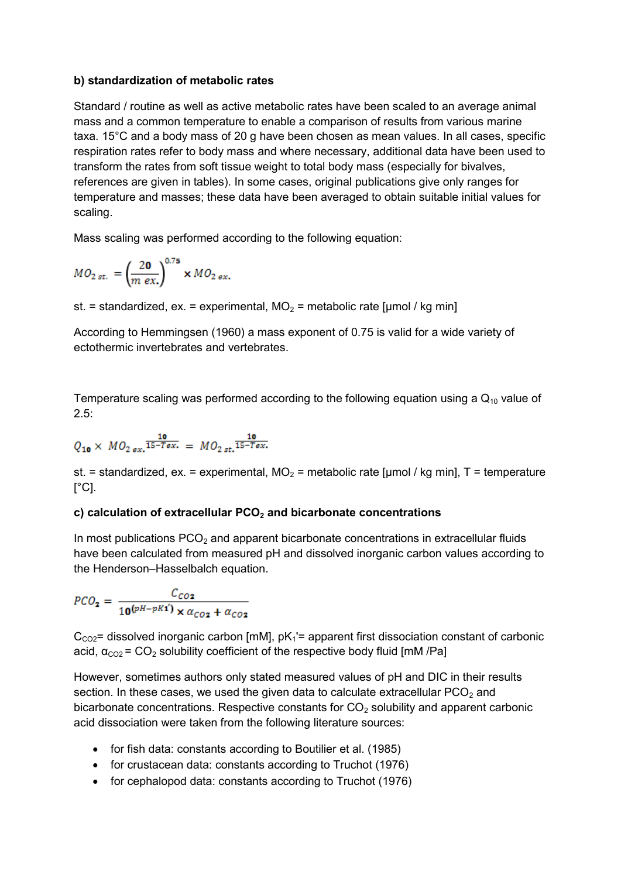**b) standardization of metabolic rates**

Standard / routine as well as active metabolic rates have been scaled to an average animal mass and a common temperature to enable a comparison of results from various marine taxa. 15°C and a body mass of 20 g have been chosen as mean values. In all cases, specific respiration rates refer to body mass and where necessary, additional data have been used to transform the rates from soft tissue weight to total body mass (especially for bivalves, references are given in tables). In some cases, original publications give only ranges for temperature and masses; these data have been averaged to obtain suitable initial values for scaling.

Mass scaling was performed according to the following equation:

$$MO_{2\,st.} = \left(\frac{20}{m\ ex.}\right)^{0.75} \times MO_{2\,ex.}$$

st. = standardized, ex. = experimental, $MO_2$ = metabolic rate [µmol / kg min]

According to Hemmingsen (1960) a mass exponent of 0.75 is valid for a wide variety of ectothermic invertebrates and vertebrates.

Temperature scaling was performed according to the following equation using a $Q_{10}$ value of 2.5:

$$Q_{10} \times MO_{2\,ex.}^{\frac{10}{15-Tex.}} = MO_{2\,st.}^{\frac{10}{15-Tex.}}$$

st. = standardized, ex. = experimental, $MO_2$ = metabolic rate [µmol / kg min], T = temperature [°C].

**c) calculation of extracellular $PCO_2$ and bicarbonate concentrations**

In most publications $PCO_2$ and apparent bicarbonate concentrations in extracellular fluids have been calculated from measured pH and dissolved inorganic carbon values according to the Henderson–Hasselbalch equation.

$$PCO_2 = \frac{C_{CO_2}}{10^{(pH-pK_1')} \times \alpha_{CO_2} + \alpha_{CO_2}}$$

$C_{CO2}$= dissolved inorganic carbon [mM], $pK_1$'= apparent first dissociation constant of carbonic acid, $\alpha_{CO2}$ = $CO_2$ solubility coefficient of the respective body fluid [mM /Pa]

However, sometimes authors only stated measured values of pH and DIC in their results section. In these cases, we used the given data to calculate extracellular $PCO_2$ and bicarbonate concentrations. Respective constants for $CO_2$ solubility and apparent carbonic acid dissociation were taken from the following literature sources:

- for fish data: constants according to Boutilier et al. (1985)
- for crustacean data: constants according to Truchot (1976)
- for cephalopod data: constants according to Truchot (1976)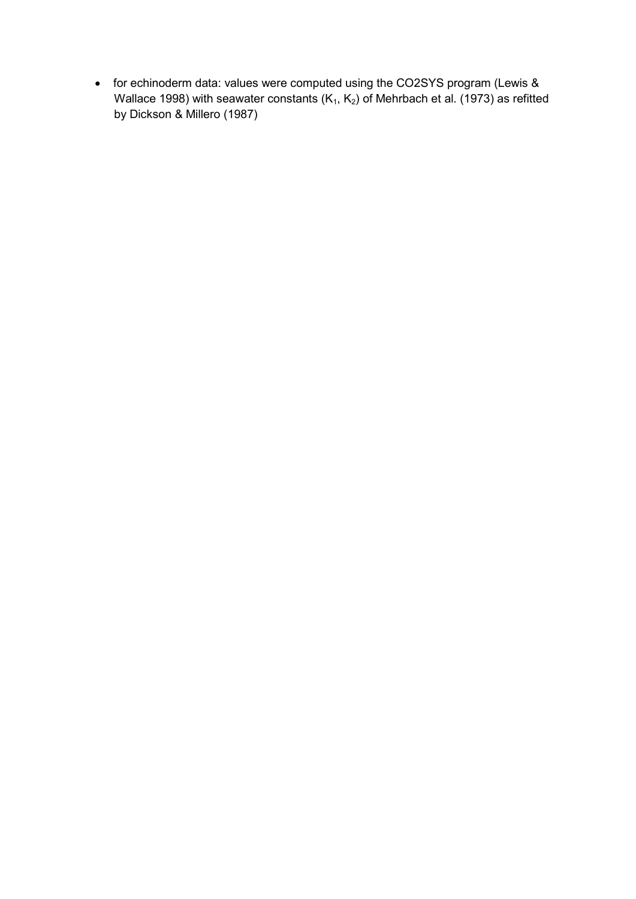- for echinoderm data: values were computed using the CO2SYS program (Lewis & Wallace 1998) with seawater constants ($K_1$, $K_2$) of Mehrbach et al. (1973) as refitted by Dickson & Millero (1987)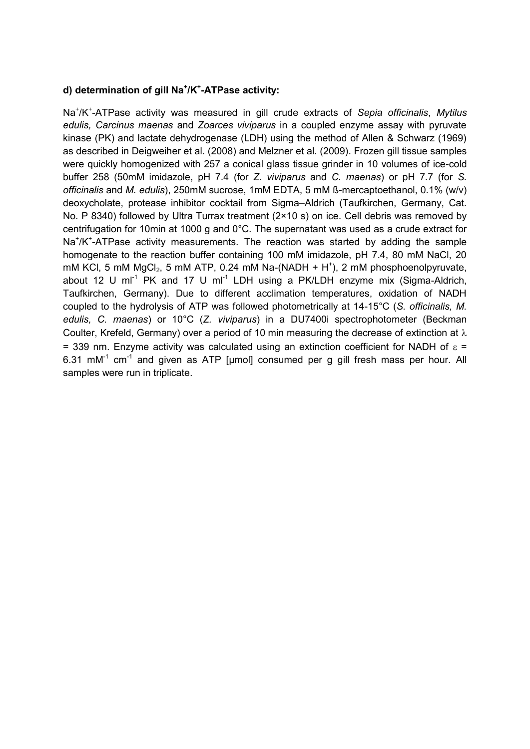### d) determination of gill $Na^+/K^+$-ATPase activity:

$Na^+/K^+$-ATPase activity was measured in gill crude extracts of *Sepia officinalis*, *Mytilus edulis, Carcinus maenas* and *Zoarces viviparus* in a coupled enzyme assay with pyruvate kinase (PK) and lactate dehydrogenase (LDH) using the method of Allen & Schwarz (1969) as described in Deigweiher et al. (2008) and Melzner et al. (2009). Frozen gill tissue samples were quickly homogenized with 257 a conical glass tissue grinder in 10 volumes of ice-cold buffer 258 (50mM imidazole, pH 7.4 (for *Z. viviparus* and *C. maenas*) or pH 7.7 (for *S. officinalis* and *M. edulis*), 250mM sucrose, 1mM EDTA, 5 mM ß-mercaptoethanol, 0.1% (w/v) deoxycholate, protease inhibitor cocktail from Sigma–Aldrich (Taufkirchen, Germany, Cat. No. P 8340) followed by Ultra Turrax treatment (2×10 s) on ice. Cell debris was removed by centrifugation for 10min at 1000 g and 0°C. The supernatant was used as a crude extract for $Na^+/K^+$-ATPase activity measurements. The reaction was started by adding the sample homogenate to the reaction buffer containing 100 mM imidazole, pH 7.4, 80 mM NaCl, 20 mM KCl, 5 mM $MgCl_2$, 5 mM ATP, 0.24 mM Na-(NADH + $H^+$), 2 mM phosphoenolpyruvate, about 12 U $ml^{-1}$ PK and 17 U $ml^{-1}$ LDH using a PK/LDH enzyme mix (Sigma-Aldrich, Taufkirchen, Germany). Due to different acclimation temperatures, oxidation of NADH coupled to the hydrolysis of ATP was followed photometrically at 14-15°C (*S. officinalis, M. edulis, C. maenas*) or 10°C (*Z. viviparus*) in a DU7400i spectrophotometer (Beckman Coulter, Krefeld, Germany) over a period of 10 min measuring the decrease of extinction at $\lambda$ = 339 nm. Enzyme activity was calculated using an extinction coefficient for NADH of $\varepsilon$ = 6.31 $mM^{-1}$ $cm^{-1}$ and given as ATP [μmol] consumed per g gill fresh mass per hour. All samples were run in triplicate.